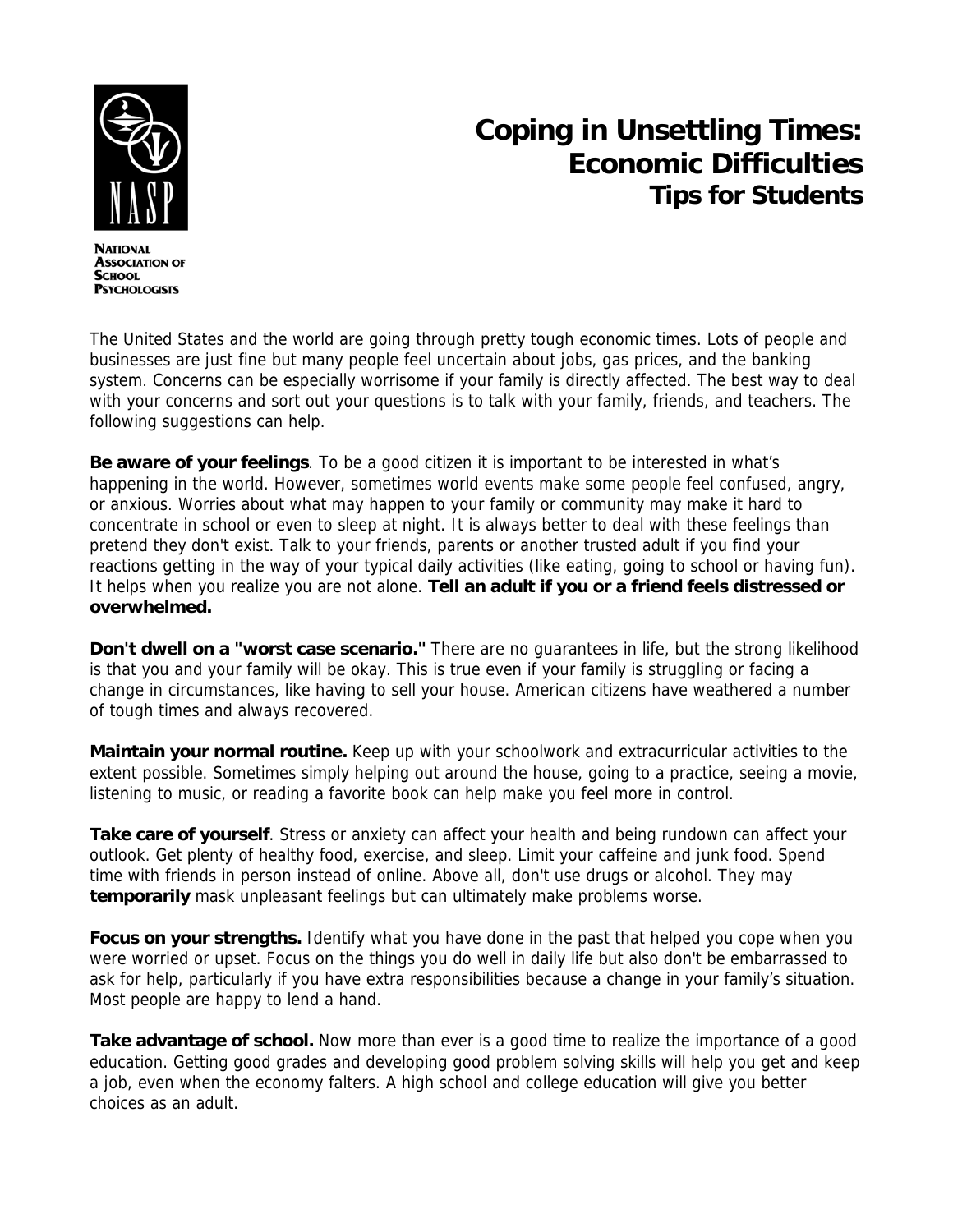NATIONAL ASSOCIATION OF SCHOOL PSYCHOLOGISTS

# Coping in Unsettling Times: Economic Difficulties

## Tips for Students

The United States and the world are going through pretty tough economic times. Lots of people and businesses are just fine but many people feel uncertain about jobs, gas prices, and the banking system. Concerns can be especially worrisome if your family is directly affected. The best way to deal with your concerns and sort out your questions is to talk with your family, friends, and teachers. The following suggestions can help.

**Be aware of your feelings**. To be a good citizen it is important to be interested in what's happening in the world. However, sometimes world events make some people feel confused, angry, or anxious. Worries about what may happen to your family or community may make it hard to concentrate in school or even to sleep at night. It is always better to deal with these feelings than pretend they don't exist. Talk to your friends, parents or another trusted adult if you find your reactions getting in the way of your typical daily activities (like eating, going to school or having fun). It helps when you realize you are not alone. **Tell an adult if you or a friend feels distressed or overwhelmed.**

**Don't dwell on a "worst case scenario."** There are no guarantees in life, but the strong likelihood is that you and your family will be okay. This is true even if your family is struggling or facing a change in circumstances, like having to sell your house. American citizens have weathered a number of tough times and always recovered.

**Maintain your normal routine.** Keep up with your schoolwork and extracurricular activities to the extent possible. Sometimes simply helping out around the house, going to a practice, seeing a movie, listening to music, or reading a favorite book can help make you feel more in control.

**Take care of yourself**. Stress or anxiety can affect your health and being rundown can affect your outlook. Get plenty of healthy food, exercise, and sleep. Limit your caffeine and junk food. Spend time with friends in person instead of online. Above all, don't use drugs or alcohol. They may **temporarily** mask unpleasant feelings but can ultimately make problems worse.

**Focus on your strengths.** Identify what you have done in the past that helped you cope when you were worried or upset. Focus on the things you do well in daily life but also don't be embarrassed to ask for help, particularly if you have extra responsibilities because a change in your family's situation. Most people are happy to lend a hand.

**Take advantage of school.** Now more than ever is a good time to realize the importance of a good education. Getting good grades and developing good problem solving skills will help you get and keep a job, even when the economy falters. A high school and college education will give you better choices as an adult.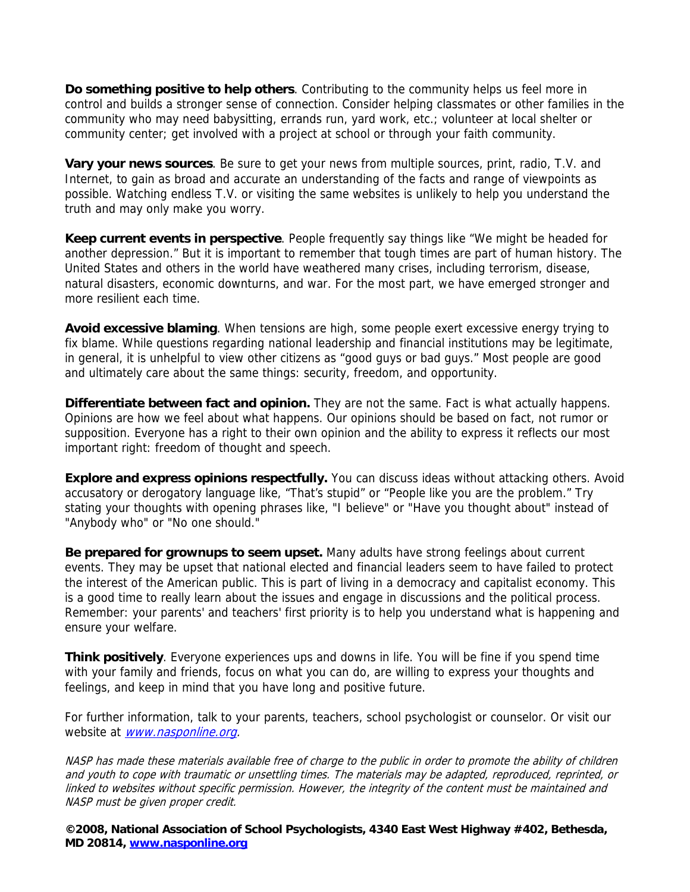**Do something positive to help others**. Contributing to the community helps us feel more in control and builds a stronger sense of connection. Consider helping classmates or other families in the community who may need babysitting, errands run, yard work, etc.; volunteer at local shelter or community center; get involved with a project at school or through your faith community.

**Vary your news sources**. Be sure to get your news from multiple sources, print, radio, T.V. and Internet, to gain as broad and accurate an understanding of the facts and range of viewpoints as possible. Watching endless T.V. or visiting the same websites is unlikely to help you understand the truth and may only make you worry.

**Keep current events in perspective**. People frequently say things like "We might be headed for another depression." But it is important to remember that tough times are part of human history. The United States and others in the world have weathered many crises, including terrorism, disease, natural disasters, economic downturns, and war. For the most part, we have emerged stronger and more resilient each time.

**Avoid excessive blaming**. When tensions are high, some people exert excessive energy trying to fix blame. While questions regarding national leadership and financial institutions may be legitimate, in general, it is unhelpful to view other citizens as "good guys or bad guys." Most people are good and ultimately care about the same things: security, freedom, and opportunity.

**Differentiate between fact and opinion.** They are not the same. Fact is what actually happens. Opinions are how we feel about what happens. Our opinions should be based on fact, not rumor or supposition. Everyone has a right to their own opinion and the ability to express it reflects our most important right: freedom of thought and speech.

**Explore and express opinions respectfully.** You can discuss ideas without attacking others. Avoid accusatory or derogatory language like, "That's stupid" or "People like you are the problem." Try stating your thoughts with opening phrases like, "I believe" or "Have you thought about" instead of "Anybody who" or "No one should."

**Be prepared for grownups to seem upset.** Many adults have strong feelings about current events. They may be upset that national elected and financial leaders seem to have failed to protect the interest of the American public. This is part of living in a democracy and capitalist economy. This is a good time to really learn about the issues and engage in discussions and the political process. Remember: your parents' and teachers' first priority is to help you understand what is happening and ensure your welfare.

**Think positively**. Everyone experiences ups and downs in life. You will be fine if you spend time with your family and friends, focus on what you can do, are willing to express your thoughts and feelings, and keep in mind that you have long and positive future.

For further information, talk to your parents, teachers, school psychologist or counselor. Or visit our website at *www.nasponline.org*.

*NASP has made these materials available free of charge to the public in order to promote the ability of children and youth to cope with traumatic or unsettling times. The materials may be adapted, reproduced, reprinted, or linked to websites without specific permission. However, the integrity of the content must be maintained and NASP must be given proper credit.*

**©2008, National Association of School Psychologists, 4340 East West Highway #402, Bethesda, MD 20814, www.nasponline.org**